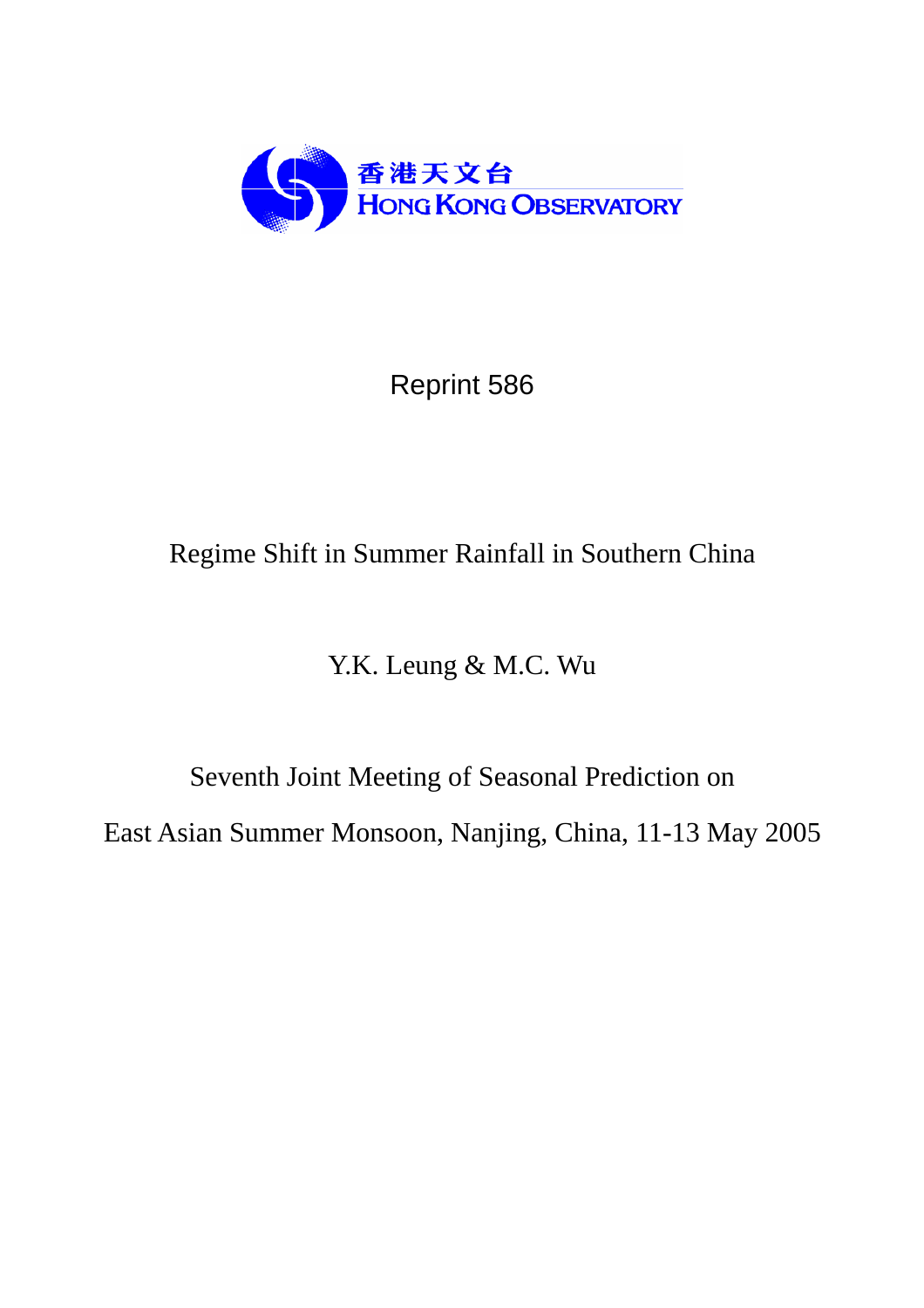香港天文台
HONG KONG OBSERVATORY

Reprint 586

# Regime Shift in Summer Rainfall in Southern China

Y.K. Leung & M.C. Wu

Seventh Joint Meeting of Seasonal Prediction on

East Asian Summer Monsoon, Nanjing, China, 11-13 May 2005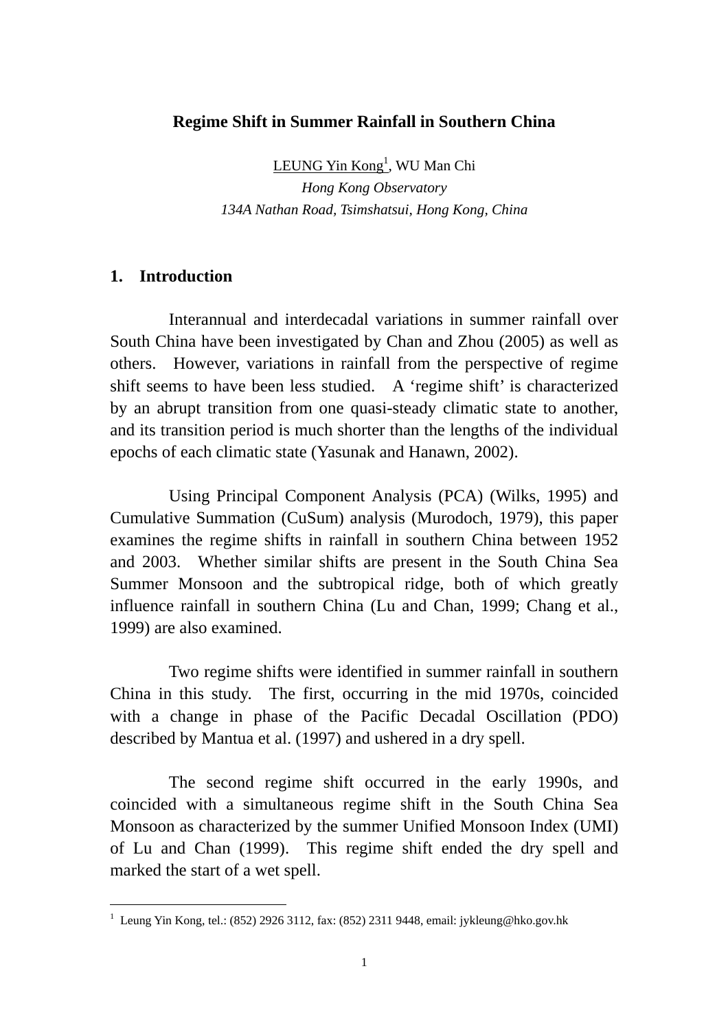# Regime Shift in Summer Rainfall in Southern China

LEUNG Yin Kong[1], WU Man Chi

*Hong Kong Observatory*

*134A Nathan Road, Tsimshatsui, Hong Kong, China*

## 1. Introduction

Interannual and interdecadal variations in summer rainfall over South China have been investigated by Chan and Zhou (2005) as well as others. However, variations in rainfall from the perspective of regime shift seems to have been less studied. A 'regime shift' is characterized by an abrupt transition from one quasi-steady climatic state to another, and its transition period is much shorter than the lengths of the individual epochs of each climatic state (Yasunak and Hanawn, 2002).

Using Principal Component Analysis (PCA) (Wilks, 1995) and Cumulative Summation (CuSum) analysis (Murodoch, 1979), this paper examines the regime shifts in rainfall in southern China between 1952 and 2003. Whether similar shifts are present in the South China Sea Summer Monsoon and the subtropical ridge, both of which greatly influence rainfall in southern China (Lu and Chan, 1999; Chang et al., 1999) are also examined.

Two regime shifts were identified in summer rainfall in southern China in this study. The first, occurring in the mid 1970s, coincided with a change in phase of the Pacific Decadal Oscillation (PDO) described by Mantua et al. (1997) and ushered in a dry spell.

The second regime shift occurred in the early 1990s, and coincided with a simultaneous regime shift in the South China Sea Monsoon as characterized by the summer Unified Monsoon Index (UMI) of Lu and Chan (1999). This regime shift ended the dry spell and marked the start of a wet spell.

---

[1] Leung Yin Kong, tel.: (852) 2926 3112, fax: (852) 2311 9448, email: jykleung@hko.gov.hk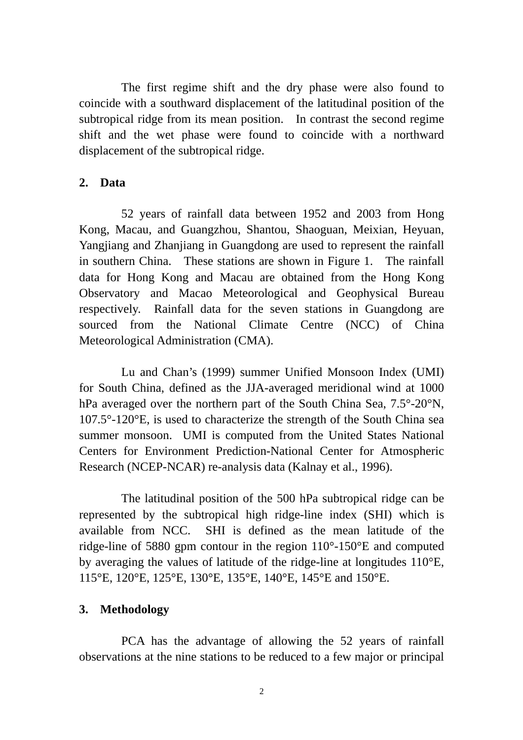The first regime shift and the dry phase were also found to coincide with a southward displacement of the latitudinal position of the subtropical ridge from its mean position. In contrast the second regime shift and the wet phase were found to coincide with a northward displacement of the subtropical ridge.

## 2. Data

52 years of rainfall data between 1952 and 2003 from Hong Kong, Macau, and Guangzhou, Shantou, Shaoguan, Meixian, Heyuan, Yangjiang and Zhanjiang in Guangdong are used to represent the rainfall in southern China. These stations are shown in Figure 1. The rainfall data for Hong Kong and Macau are obtained from the Hong Kong Observatory and Macao Meteorological and Geophysical Bureau respectively. Rainfall data for the seven stations in Guangdong are sourced from the National Climate Centre (NCC) of China Meteorological Administration (CMA).

Lu and Chan's (1999) summer Unified Monsoon Index (UMI) for South China, defined as the JJA-averaged meridional wind at 1000 hPa averaged over the northern part of the South China Sea, 7.5°-20°N, 107.5°-120°E, is used to characterize the strength of the South China sea summer monsoon. UMI is computed from the United States National Centers for Environment Prediction-National Center for Atmospheric Research (NCEP-NCAR) re-analysis data (Kalnay et al., 1996).

The latitudinal position of the 500 hPa subtropical ridge can be represented by the subtropical high ridge-line index (SHI) which is available from NCC. SHI is defined as the mean latitude of the ridge-line of 5880 gpm contour in the region 110°-150°E and computed by averaging the values of latitude of the ridge-line at longitudes 110°E, 115°E, 120°E, 125°E, 130°E, 135°E, 140°E, 145°E and 150°E.

## 3. Methodology

PCA has the advantage of allowing the 52 years of rainfall observations at the nine stations to be reduced to a few major or principal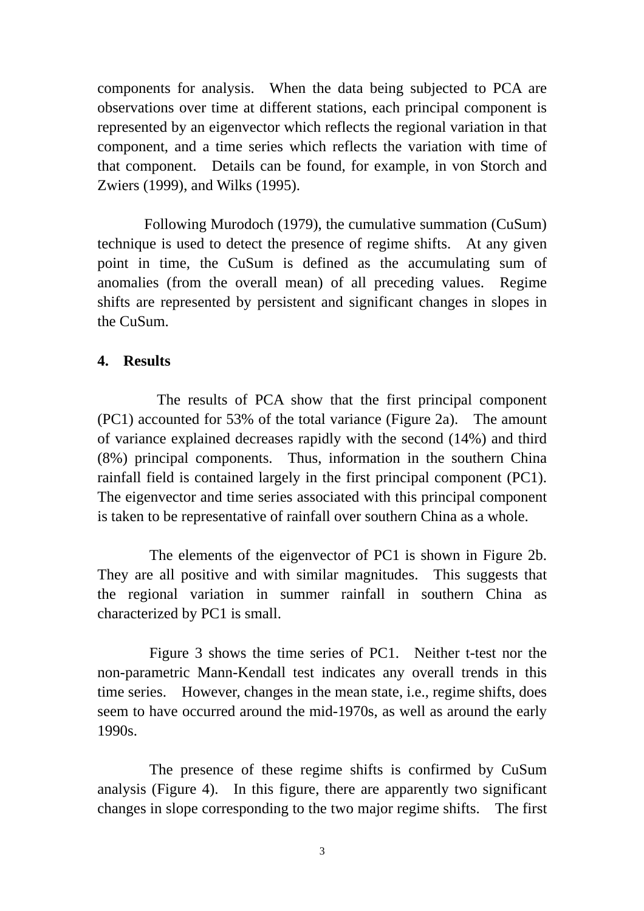components for analysis. When the data being subjected to PCA are observations over time at different stations, each principal component is represented by an eigenvector which reflects the regional variation in that component, and a time series which reflects the variation with time of that component. Details can be found, for example, in von Storch and Zwiers (1999), and Wilks (1995).

Following Murodoch (1979), the cumulative summation (CuSum) technique is used to detect the presence of regime shifts. At any given point in time, the CuSum is defined as the accumulating sum of anomalies (from the overall mean) of all preceding values. Regime shifts are represented by persistent and significant changes in slopes in the CuSum.

## 4. Results

The results of PCA show that the first principal component (PC1) accounted for 53% of the total variance (Figure 2a). The amount of variance explained decreases rapidly with the second (14%) and third (8%) principal components. Thus, information in the southern China rainfall field is contained largely in the first principal component (PC1). The eigenvector and time series associated with this principal component is taken to be representative of rainfall over southern China as a whole.

The elements of the eigenvector of PC1 is shown in Figure 2b. They are all positive and with similar magnitudes. This suggests that the regional variation in summer rainfall in southern China as characterized by PC1 is small.

Figure 3 shows the time series of PC1. Neither t-test nor the non-parametric Mann-Kendall test indicates any overall trends in this time series. However, changes in the mean state, i.e., regime shifts, does seem to have occurred around the mid-1970s, as well as around the early 1990s.

The presence of these regime shifts is confirmed by CuSum analysis (Figure 4). In this figure, there are apparently two significant changes in slope corresponding to the two major regime shifts. The first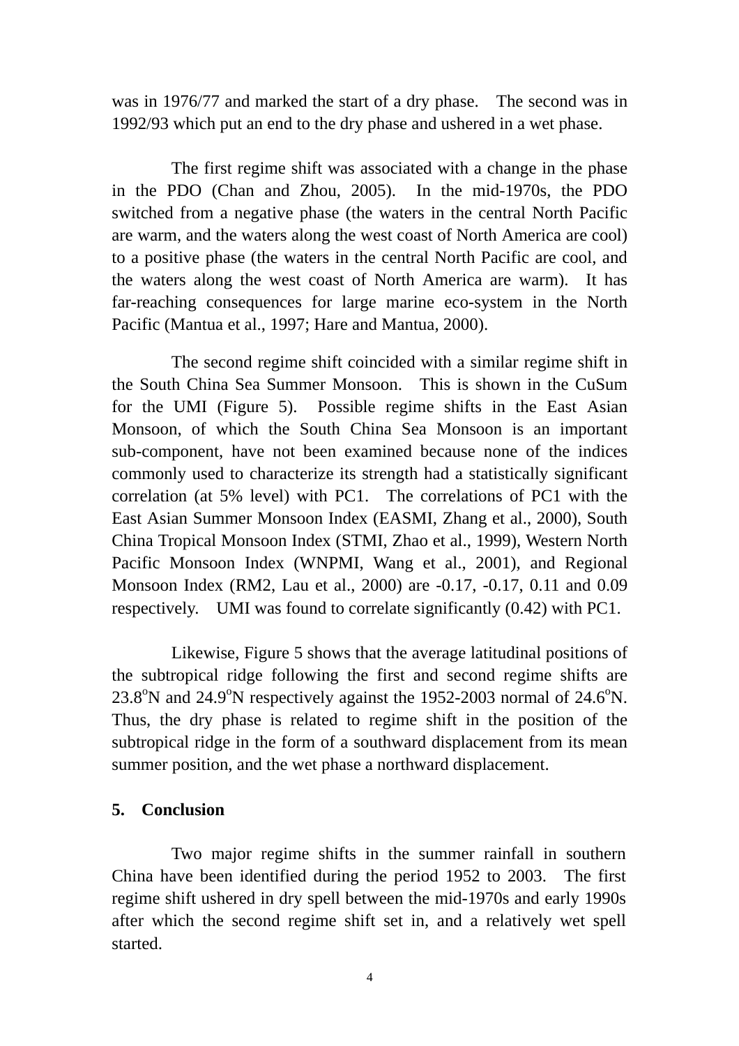was in 1976/77 and marked the start of a dry phase. The second was in 1992/93 which put an end to the dry phase and ushered in a wet phase.

The first regime shift was associated with a change in the phase in the PDO (Chan and Zhou, 2005). In the mid-1970s, the PDO switched from a negative phase (the waters in the central North Pacific are warm, and the waters along the west coast of North America are cool) to a positive phase (the waters in the central North Pacific are cool, and the waters along the west coast of North America are warm). It has far-reaching consequences for large marine eco-system in the North Pacific (Mantua et al., 1997; Hare and Mantua, 2000).

The second regime shift coincided with a similar regime shift in the South China Sea Summer Monsoon. This is shown in the CuSum for the UMI (Figure 5). Possible regime shifts in the East Asian Monsoon, of which the South China Sea Monsoon is an important sub-component, have not been examined because none of the indices commonly used to characterize its strength had a statistically significant correlation (at 5% level) with PC1. The correlations of PC1 with the East Asian Summer Monsoon Index (EASMI, Zhang et al., 2000), South China Tropical Monsoon Index (STMI, Zhao et al., 1999), Western North Pacific Monsoon Index (WNPMI, Wang et al., 2001), and Regional Monsoon Index (RM2, Lau et al., 2000) are -0.17, -0.17, 0.11 and 0.09 respectively. UMI was found to correlate significantly (0.42) with PC1.

Likewise, Figure 5 shows that the average latitudinal positions of the subtropical ridge following the first and second regime shifts are $23.8^{o}$N and $24.9^{o}$N respectively against the 1952-2003 normal of $24.6^{o}$N. Thus, the dry phase is related to regime shift in the position of the subtropical ridge in the form of a southward displacement from its mean summer position, and the wet phase a northward displacement.

## 5. Conclusion

Two major regime shifts in the summer rainfall in southern China have been identified during the period 1952 to 2003. The first regime shift ushered in dry spell between the mid-1970s and early 1990s after which the second regime shift set in, and a relatively wet spell started.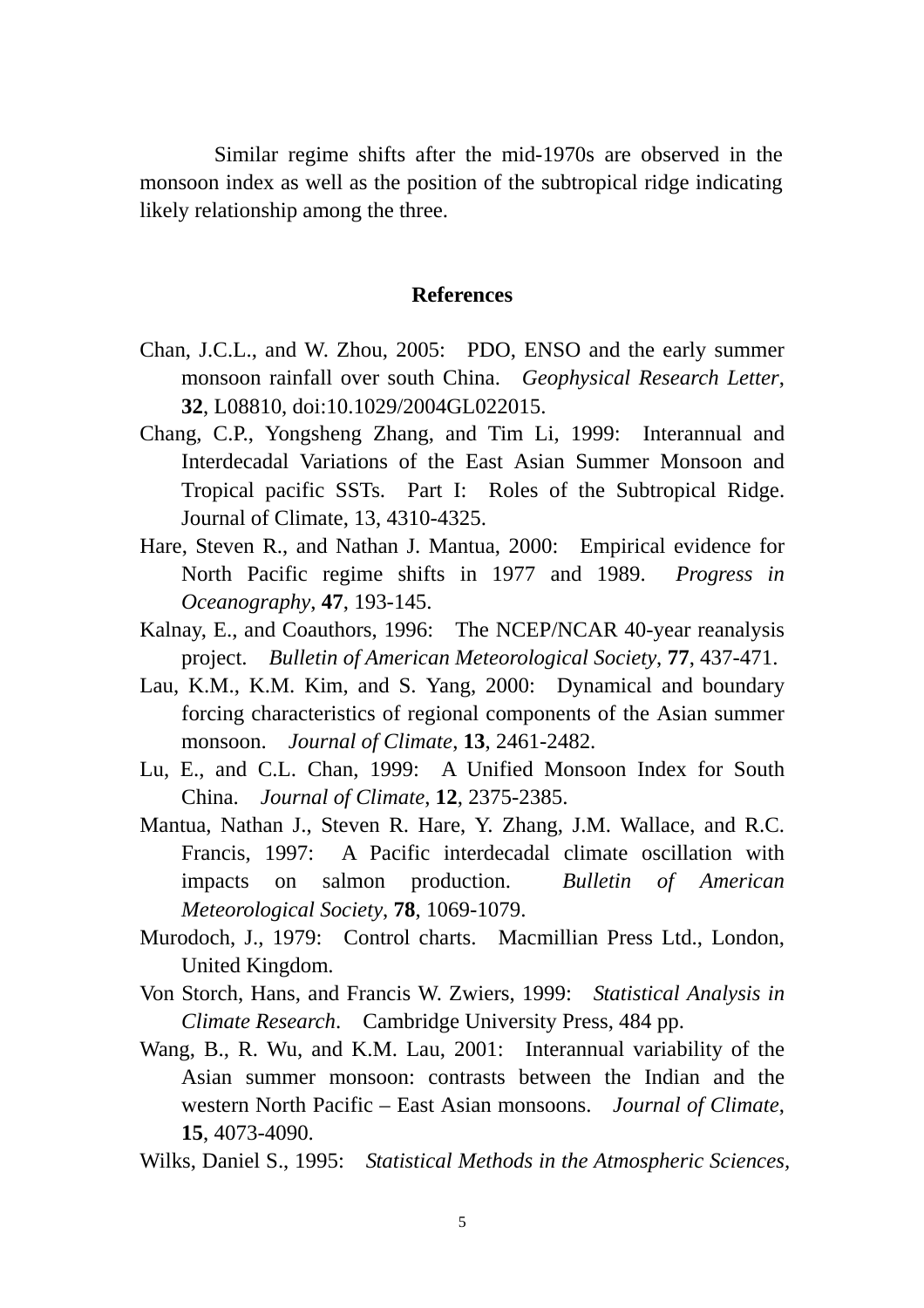Similar regime shifts after the mid-1970s are observed in the monsoon index as well as the position of the subtropical ridge indicating likely relationship among the three.

## References

Chan, J.C.L., and W. Zhou, 2005: PDO, ENSO and the early summer monsoon rainfall over south China. *Geophysical Research Letter*, **32**, L08810, doi:10.1029/2004GL022015.

Chang, C.P., Yongsheng Zhang, and Tim Li, 1999: Interannual and Interdecadal Variations of the East Asian Summer Monsoon and Tropical pacific SSTs. Part I: Roles of the Subtropical Ridge. Journal of Climate, 13, 4310-4325.

Hare, Steven R., and Nathan J. Mantua, 2000: Empirical evidence for North Pacific regime shifts in 1977 and 1989. *Progress in Oceanography*, **47**, 193-145.

Kalnay, E., and Coauthors, 1996: The NCEP/NCAR 40-year reanalysis project. *Bulletin of American Meteorological Society*, **77**, 437-471.

Lau, K.M., K.M. Kim, and S. Yang, 2000: Dynamical and boundary forcing characteristics of regional components of the Asian summer monsoon. *Journal of Climate*, **13**, 2461-2482.

Lu, E., and C.L. Chan, 1999: A Unified Monsoon Index for South China. *Journal of Climate*, **12**, 2375-2385.

Mantua, Nathan J., Steven R. Hare, Y. Zhang, J.M. Wallace, and R.C. Francis, 1997: A Pacific interdecadal climate oscillation with impacts on salmon production. *Bulletin of American Meteorological Society*, **78**, 1069-1079.

Murodoch, J., 1979: Control charts. Macmillian Press Ltd., London, United Kingdom.

Von Storch, Hans, and Francis W. Zwiers, 1999: *Statistical Analysis in Climate Research*. Cambridge University Press, 484 pp.

Wang, B., R. Wu, and K.M. Lau, 2001: Interannual variability of the Asian summer monsoon: contrasts between the Indian and the western North Pacific – East Asian monsoons. *Journal of Climate*, **15**, 4073-4090.

Wilks, Daniel S., 1995: *Statistical Methods in the Atmospheric Sciences*,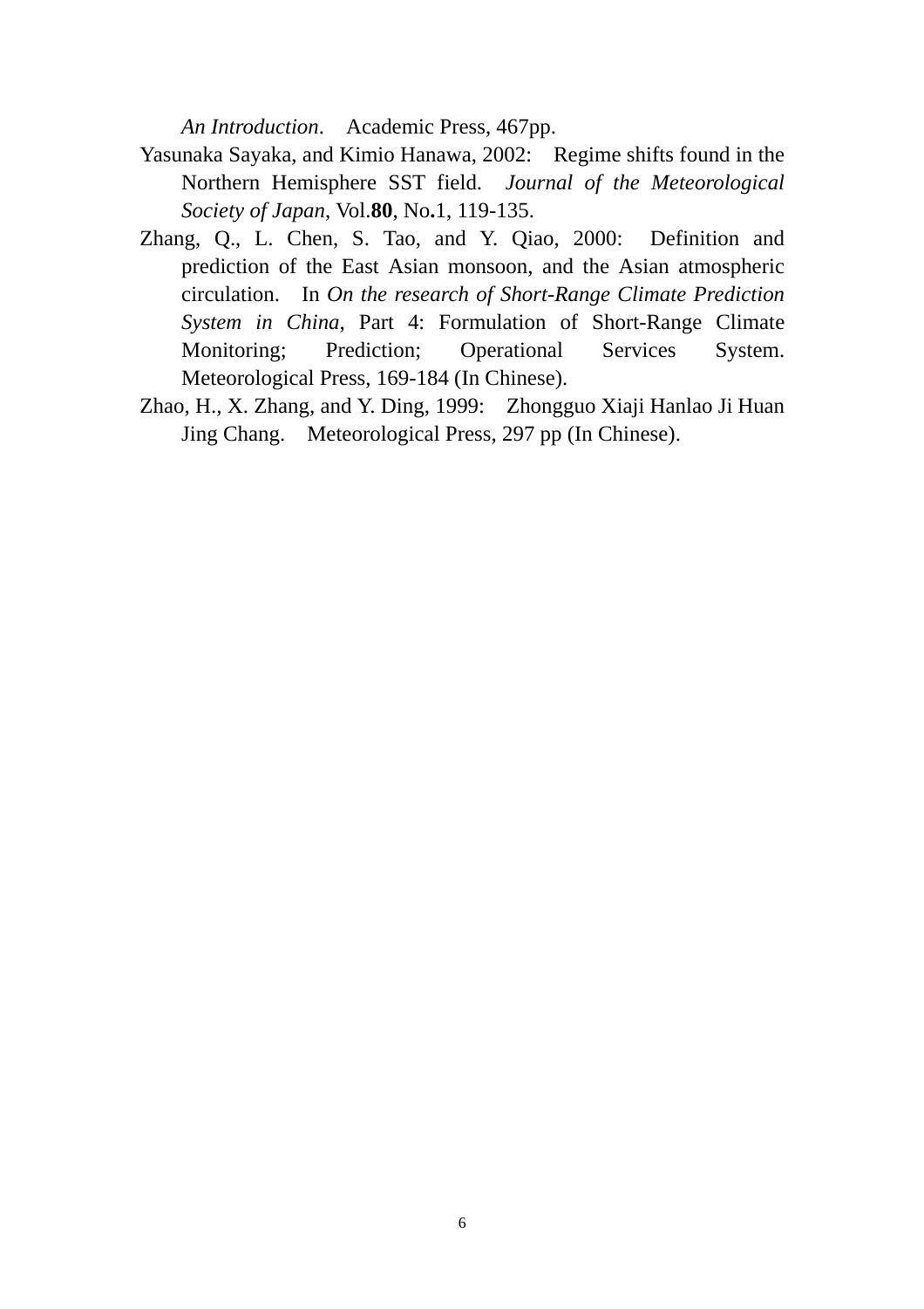*An Introduction*. Academic Press, 467pp.

Yasunaka Sayaka, and Kimio Hanawa, 2002: Regime shifts found in the Northern Hemisphere SST field. *Journal of the Meteorological Society of Japan*, Vol.**80**, No**.**1, 119-135.

Zhang, Q., L. Chen, S. Tao, and Y. Qiao, 2000: Definition and prediction of the East Asian monsoon, and the Asian atmospheric circulation. In *On the research of Short-Range Climate Prediction System in China*, Part 4: Formulation of Short-Range Climate Monitoring; Prediction; Operational Services System. Meteorological Press, 169-184 (In Chinese).

Zhao, H., X. Zhang, and Y. Ding, 1999: Zhongguo Xiaji Hanlao Ji Huan Jing Chang. Meteorological Press, 297 pp (In Chinese).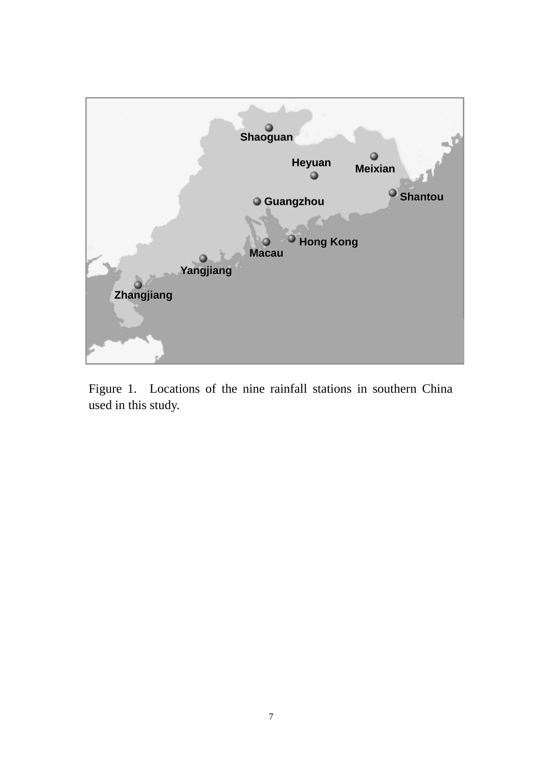Figure 1. Locations of the nine rainfall stations in southern China used in this study.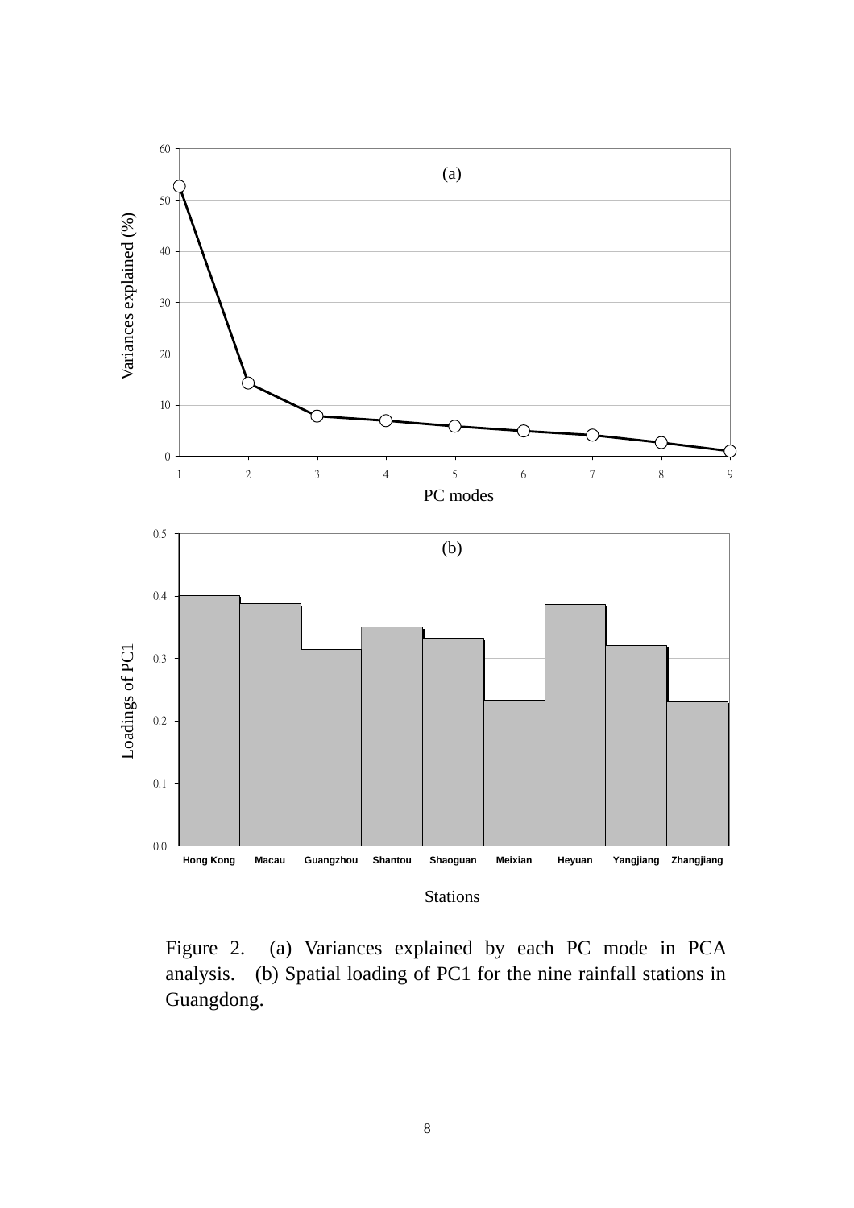Figure 2. (a) Variances explained by each PC mode in PCA analysis. (b) Spatial loading of PC1 for the nine rainfall stations in Guangdong.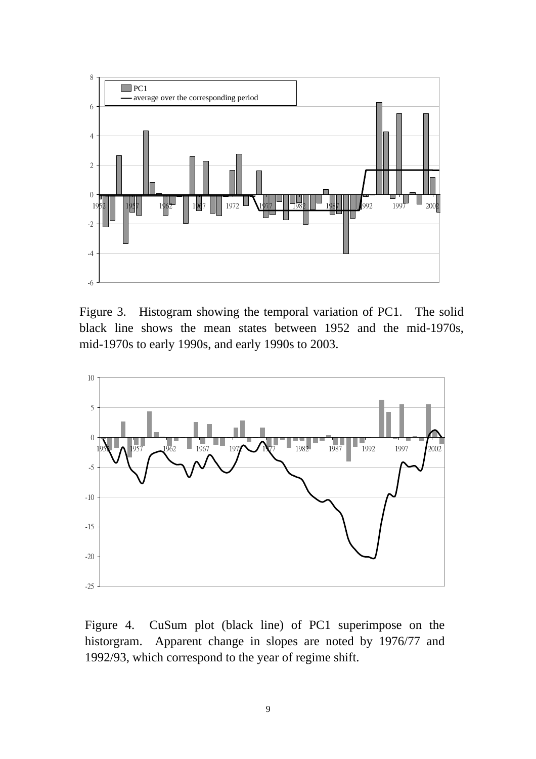Figure 3. Histogram showing the temporal variation of PC1. The solid black line shows the mean states between 1952 and the mid-1970s, mid-1970s to early 1990s, and early 1990s to 2003.

Figure 4. CuSum plot (black line) of PC1 superimpose on the historgram. Apparent change in slopes are noted by 1976/77 and 1992/93, which correspond to the year of regime shift.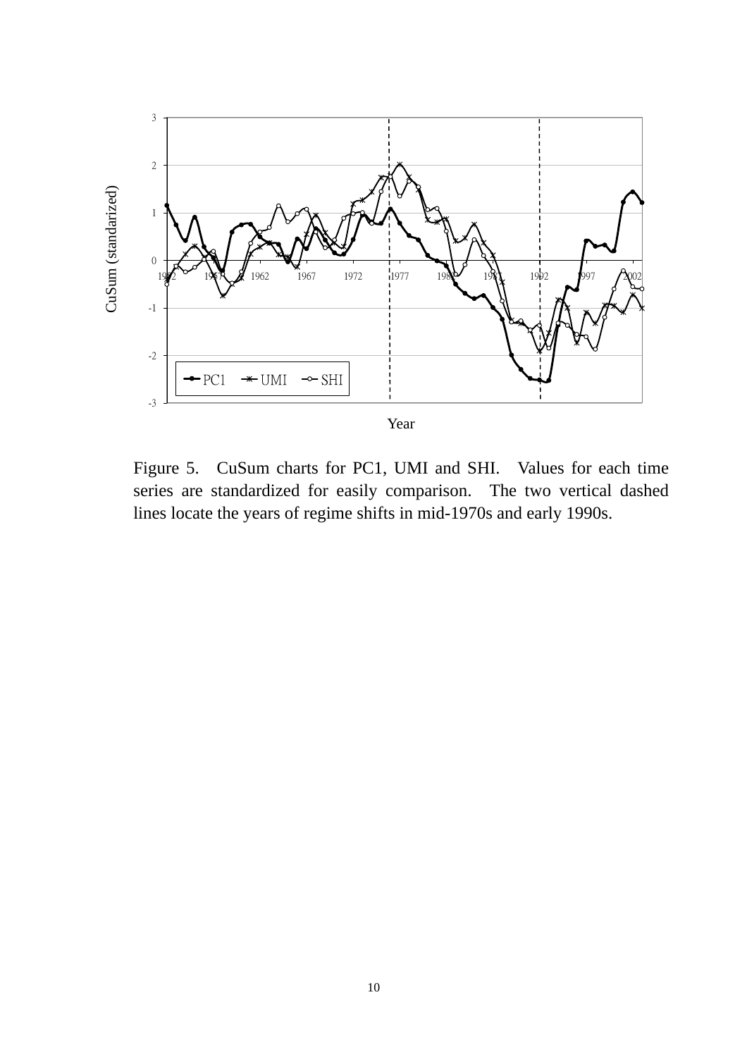3

2

1

0

-1

-2

-3

1952 1957 1962 1967 1972 1977 1982 1987 1992 1997 2002

CuSum (standarized)

Year

PC1 UMI SHI

Figure 5. CuSum charts for PC1, UMI and SHI. Values for each time series are standardized for easily comparison. The two vertical dashed lines locate the years of regime shifts in mid-1970s and early 1990s.